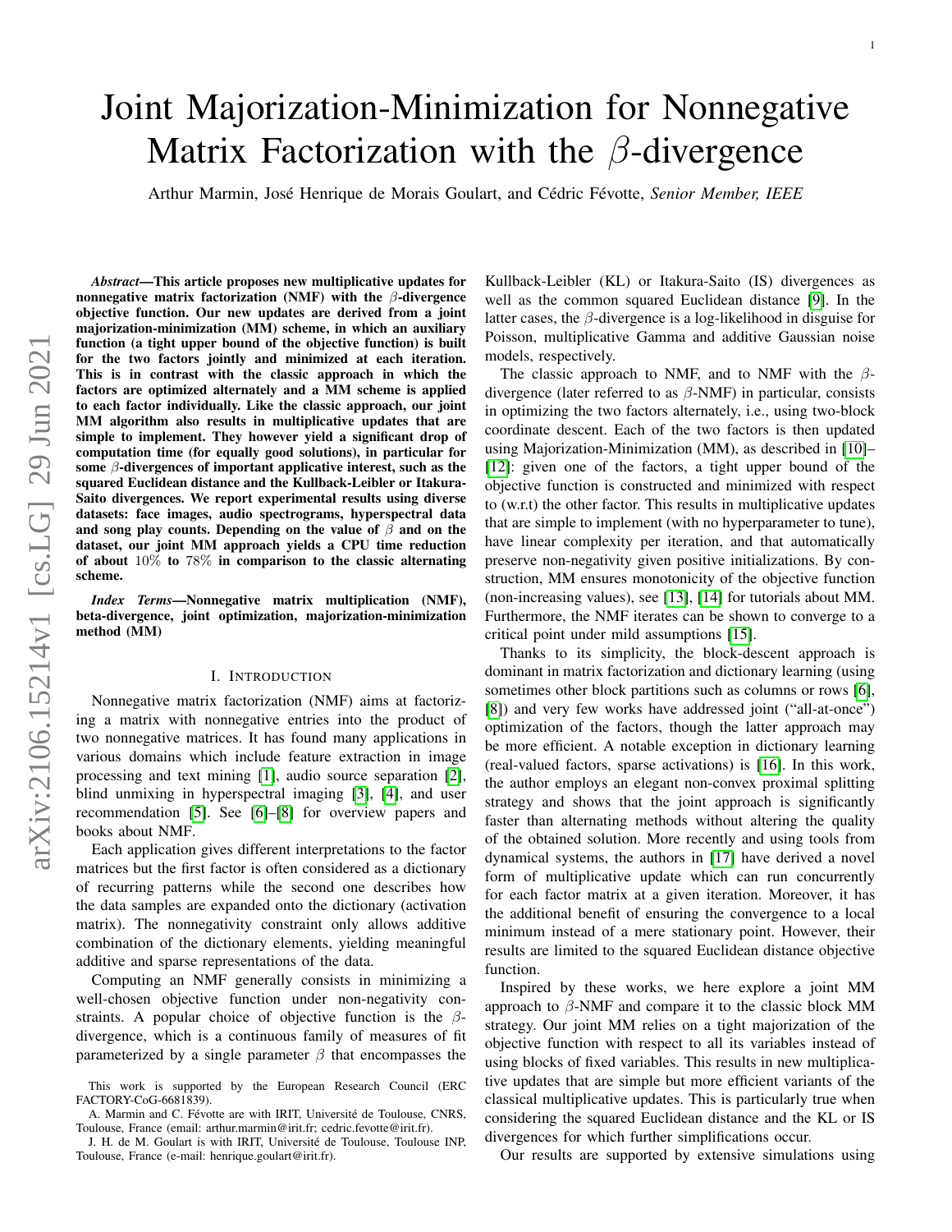# Joint Majorization-Minimization for Nonnegative Matrix Factorization with the $\beta$-divergence

Arthur Marmin, José Henrique de Morais Goulart, and Cédric Févotte, *Senior Member, IEEE*

***Abstract*—This article proposes new multiplicative updates for nonnegative matrix factorization (NMF) with the $\beta$-divergence objective function. Our new updates are derived from a joint majorization-minimization (MM) scheme, in which an auxiliary function (a tight upper bound of the objective function) is built for the two factors jointly and minimized at each iteration. This is in contrast with the classic approach in which the factors are optimized alternately and a MM scheme is applied to each factor individually. Like the classic approach, our joint MM algorithm also results in multiplicative updates that are simple to implement. They however yield a significant drop of computation time (for equally good solutions), in particular for some $\beta$-divergences of important applicative interest, such as the squared Euclidean distance and the Kullback-Leibler or Itakura-Saito divergences. We report experimental results using diverse datasets: face images, audio spectrograms, hyperspectral data and song play counts. Depending on the value of $\beta$ and on the dataset, our joint MM approach yields a CPU time reduction of about 10% to 78% in comparison to the classic alternating scheme.**

***Index Terms*—Nonnegative matrix multiplication (NMF), beta-divergence, joint optimization, majorization-minimization method (MM)**

## I. Introduction

Nonnegative matrix factorization (NMF) aims at factorizing a matrix with nonnegative entries into the product of two nonnegative matrices. It has found many applications in various domains which include feature extraction in image processing and text mining [1], audio source separation [2], blind unmixing in hyperspectral imaging [3], [4], and user recommendation [5]. See [6]–[8] for overview papers and books about NMF.

Each application gives different interpretations to the factor matrices but the first factor is often considered as a dictionary of recurring patterns while the second one describes how the data samples are expanded onto the dictionary (activation matrix). The nonnegativity constraint only allows additive combination of the dictionary elements, yielding meaningful additive and sparse representations of the data.

Computing an NMF generally consists in minimizing a well-chosen objective function under non-negativity constraints. A popular choice of objective function is the $\beta$-divergence, which is a continuous family of measures of fit parameterized by a single parameter $\beta$ that encompasses the Kullback-Leibler (KL) or Itakura-Saito (IS) divergences as well as the common squared Euclidean distance [9]. In the latter cases, the $\beta$-divergence is a log-likelihood in disguise for Poisson, multiplicative Gamma and additive Gaussian noise models, respectively.

The classic approach to NMF, and to NMF with the $\beta$-divergence (later referred to as $\beta$-NMF) in particular, consists in optimizing the two factors alternately, i.e., using two-block coordinate descent. Each of the two factors is then updated using Majorization-Minimization (MM), as described in [10]–[12]: given one of the factors, a tight upper bound of the objective function is constructed and minimized with respect to (w.r.t) the other factor. This results in multiplicative updates that are simple to implement (with no hyperparameter to tune), have linear complexity per iteration, and that automatically preserve non-negativity given positive initializations. By construction, MM ensures monotonicity of the objective function (non-increasing values), see [13], [14] for tutorials about MM. Furthermore, the NMF iterates can be shown to converge to a critical point under mild assumptions [15].

Thanks to its simplicity, the block-descent approach is dominant in matrix factorization and dictionary learning (using sometimes other block partitions such as columns or rows [6], [8]) and very few works have addressed joint ("all-at-once") optimization of the factors, though the latter approach may be more efficient. A notable exception in dictionary learning (real-valued factors, sparse activations) is [16]. In this work, the author employs an elegant non-convex proximal splitting strategy and shows that the joint approach is significantly faster than alternating methods without altering the quality of the obtained solution. More recently and using tools from dynamical systems, the authors in [17] have derived a novel form of multiplicative update which can run concurrently for each factor matrix at a given iteration. Moreover, it has the additional benefit of ensuring the convergence to a local minimum instead of a mere stationary point. However, their results are limited to the squared Euclidean distance objective function.

Inspired by these works, we here explore a joint MM approach to $\beta$-NMF and compare it to the classic block MM strategy. Our joint MM relies on a tight majorization of the objective function with respect to all its variables instead of using blocks of fixed variables. This results in new multiplicative updates that are simple but more efficient variants of the classical multiplicative updates. This is particularly true when considering the squared Euclidean distance and the KL or IS divergences for which further simplifications occur.

Our results are supported by extensive simulations using

---

This work is supported by the European Research Council (ERC FACTORY-CoG-6681839).

A. Marmin and C. Févotte are with IRIT, Université de Toulouse, CNRS, Toulouse, France (email: arthur.marmin@irit.fr; cedric.fevotte@irit.fr).

J. H. de M. Goulart is with IRIT, Université de Toulouse, Toulouse INP, Toulouse, France (e-mail: henrique.goulart@irit.fr).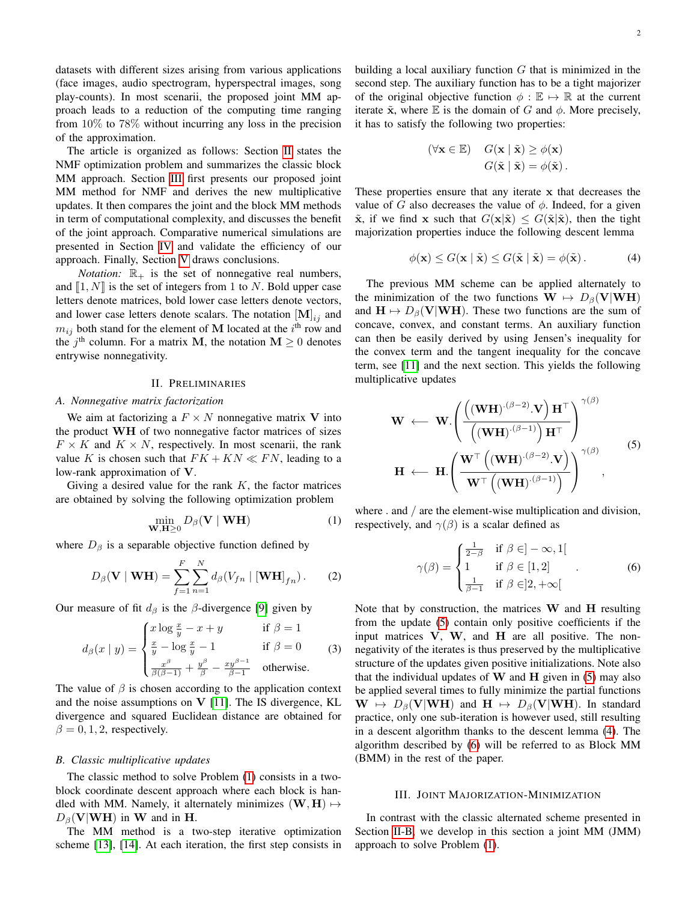datasets with different sizes arising from various applications (face images, audio spectrogram, hyperspectral images, song play-counts). In most scenarii, the proposed joint MM approach leads to a reduction of the computing time ranging from 10% to 78% without incurring any loss in the precision of the approximation.

The article is organized as follows: Section II states the NMF optimization problem and summarizes the classic block MM approach. Section III first presents our proposed joint MM method for NMF and derives the new multiplicative updates. It then compares the joint and the block MM methods in term of computational complexity, and discusses the benefit of the joint approach. Comparative numerical simulations are presented in Section IV and validate the efficiency of our approach. Finally, Section V draws conclusions.

*Notation:* $\mathbb{R}_+$ is the set of nonnegative real numbers, and $[\![1, N]\!]$ is the set of integers from 1 to $N$. Bold upper case letters denote matrices, bold lower case letters denote vectors, and lower case letters denote scalars. The notation $[\mathbf{M}]_{ij}$ and $m_{ij}$ both stand for the element of $\mathbf{M}$ located at the $i^{\text{th}}$ row and the $j^{\text{th}}$ column. For a matrix $\mathbf{M}$, the notation $\mathbf{M} \geq 0$ denotes entrywise nonnegativity.

## II. Preliminaries

### A. Nonnegative matrix factorization

We aim at factorizing a $F \times N$ nonnegative matrix $\mathbf{V}$ into the product $\mathbf{WH}$ of two nonnegative factor matrices of sizes $F \times K$ and $K \times N$, respectively. In most scenarii, the rank value $K$ is chosen such that $FK + KN \ll FN$, leading to a low-rank approximation of $\mathbf{V}$.

Giving a desired value for the rank $K$, the factor matrices are obtained by solving the following optimization problem

$$\min_{\mathbf{W},\mathbf{H}\geq 0} D_\beta(\mathbf{V} \mid \mathbf{WH}) \tag{1}$$

where $D_\beta$ is a separable objective function defined by

$$D_\beta(\mathbf{V} \mid \mathbf{WH}) = \sum_{f=1}^{F}\sum_{n=1}^{N} d_\beta(V_{fn} \mid [\mathbf{WH}]_{fn}) . \tag{2}$$

Our measure of fit $d_\beta$ is the $\beta$-divergence [9] given by

$$d_\beta(x \mid y) = \begin{cases} x \log \frac{x}{y} - x + y & \text{if } \beta = 1 \\ \frac{x}{y} - \log\frac{x}{y} - 1 & \text{if } \beta = 0 \\ \frac{x^\beta}{\beta(\beta-1)} + \frac{y^\beta}{\beta} - \frac{xy^{\beta-1}}{\beta-1} & \text{otherwise.} \end{cases} \tag{3}$$

The value of $\beta$ is chosen according to the application context and the noise assumptions on $\mathbf{V}$ [11]. The IS divergence, KL divergence and squared Euclidean distance are obtained for $\beta = 0, 1, 2$, respectively.

### B. Classic multiplicative updates

The classic method to solve Problem (1) consists in a two-block coordinate descent approach where each block is handled with MM. Namely, it alternately minimizes $(\mathbf{W}, \mathbf{H}) \mapsto D_\beta(\mathbf{V}|\mathbf{WH})$ in $\mathbf{W}$ and in $\mathbf{H}$.

The MM method is a two-step iterative optimization scheme [13], [14]. At each iteration, the first step consists in building a local auxiliary function $G$ that is minimized in the second step. The auxiliary function has to be a tight majorizer of the original objective function $\phi : \mathbb{E} \mapsto \mathbb{R}$ at the current iterate $\tilde{\mathbf{x}}$, where $\mathbb{E}$ is the domain of $G$ and $\phi$. More precisely, it has to satisfy the following two properties:

$$(\forall \mathbf{x} \in \mathbb{E}) \quad G(\mathbf{x} \mid \tilde{\mathbf{x}}) \geq \phi(\mathbf{x})$$
$$G(\tilde{\mathbf{x}} \mid \tilde{\mathbf{x}}) = \phi(\tilde{\mathbf{x}}) .$$

These properties ensure that any iterate $\mathbf{x}$ that decreases the value of $G$ also decreases the value of $\phi$. Indeed, for a given $\tilde{\mathbf{x}}$, if we find $\mathbf{x}$ such that $G(\mathbf{x}|\tilde{\mathbf{x}}) \leq G(\tilde{\mathbf{x}}|\tilde{\mathbf{x}})$, then the tight majorization properties induce the following descent lemma

$$\phi(\mathbf{x}) \leq G(\mathbf{x} \mid \tilde{\mathbf{x}}) \leq G(\tilde{\mathbf{x}} \mid \tilde{\mathbf{x}}) = \phi(\tilde{\mathbf{x}}) . \tag{4}$$

The previous MM scheme can be applied alternately to the minimization of the two functions $\mathbf{W} \mapsto D_\beta(\mathbf{V}|\mathbf{WH})$ and $\mathbf{H} \mapsto D_\beta(\mathbf{V}|\mathbf{WH})$. These two functions are the sum of concave, convex, and constant terms. An auxiliary function can then be easily derived by using Jensen's inequality for the convex term and the tangent inequality for the concave term, see [11] and the next section. This yields the following multiplicative updates

$$\begin{aligned} \mathbf{W} &\longleftarrow \mathbf{W}.\left(\frac{\left((\mathbf{WH})^{.(\beta-2)}.\mathbf{V}\right)\mathbf{H}^\top}{\left((\mathbf{WH})^{.(\beta-1)}\right)\mathbf{H}^\top}\right)^{\gamma(\beta)} \\ \mathbf{H} &\longleftarrow \mathbf{H}.\left(\frac{\mathbf{W}^\top\left((\mathbf{WH})^{.(\beta-2)}.\mathbf{V}\right)}{\mathbf{W}^\top\left((\mathbf{WH})^{.(\beta-1)}\right)}\right)^{\gamma(\beta)} \end{aligned} , \tag{5}$$

where . and / are the element-wise multiplication and division, respectively, and $\gamma(\beta)$ is a scalar defined as

$$\gamma(\beta) = \begin{cases} \frac{1}{2-\beta} & \text{if } \beta \in ]-\infty, 1[ \\ 1 & \text{if } \beta \in [1, 2] \\ \frac{1}{\beta-1} & \text{if } \beta \in ]2, +\infty[ \end{cases} . \tag{6}$$

Note that by construction, the matrices $\mathbf{W}$ and $\mathbf{H}$ resulting from the update (5) contain only positive coefficients if the input matrices $\mathbf{V}$, $\mathbf{W}$, and $\mathbf{H}$ are all positive. The nonnegativity of the iterates is thus preserved by the multiplicative structure of the updates given positive initializations. Note also that the individual updates of $\mathbf{W}$ and $\mathbf{H}$ given in (5) may also be applied several times to fully minimize the partial functions $\mathbf{W} \mapsto D_\beta(\mathbf{V}|\mathbf{WH})$ and $\mathbf{H} \mapsto D_\beta(\mathbf{V}|\mathbf{WH})$. In standard practice, only one sub-iteration is however used, still resulting in a descent algorithm thanks to the descent lemma (4). The algorithm described by (6) will be referred to as Block MM (BMM) in the rest of the paper.

## III. Joint Majorization-Minimization

In contrast with the classic alternated scheme presented in Section II-B, we develop in this section a joint MM (JMM) approach to solve Problem (1).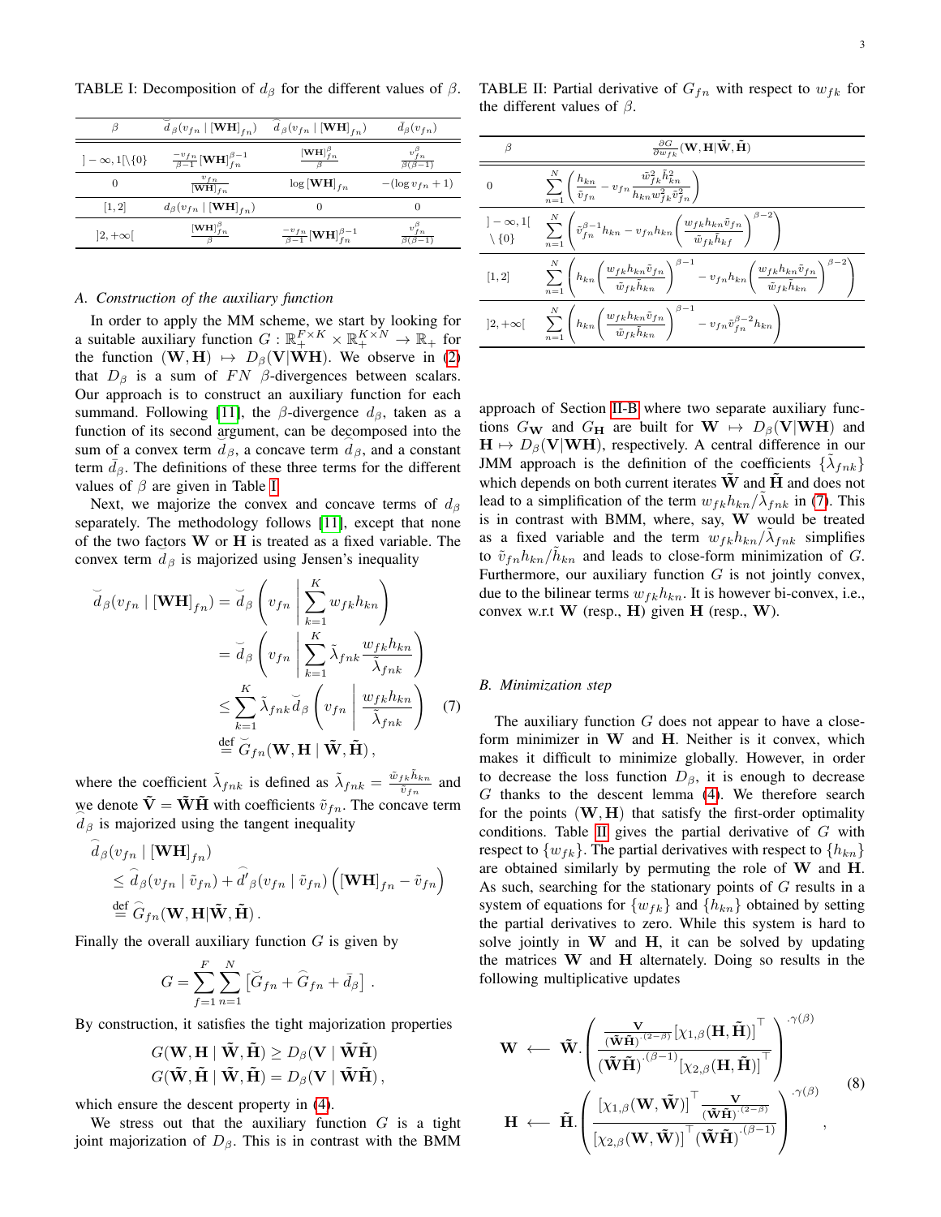TABLE I: Decomposition of $d_\beta$ for the different values of $\beta$.

| $\beta$ | $\breve{d}_\beta(v_{fn} \mid [\mathbf{WH}]_{fn})$ | $\widehat{d}_\beta(v_{fn} \mid [\mathbf{WH}]_{fn})$ | $\bar{d}_\beta(v_{fn})$ |
|---|---|---|---|
| $]-\infty,1[\setminus\{0\}$ | $\frac{-v_{fn}}{\beta-1}[\mathbf{WH}]_{fn}^{\beta-1}$ | $\frac{[\mathbf{WH}]_{fn}^{\beta}}{\beta}$ | $\frac{v_{fn}^{\beta}}{\beta(\beta-1)}$ |
| $0$ | $\frac{v_{fn}}{[\mathbf{WH}]_{fn}}$ | $\log [\mathbf{WH}]_{fn}$ | $-(\log v_{fn}+1)$ |
| $[1,2]$ | $d_\beta(v_{fn} \mid [\mathbf{WH}]_{fn})$ | $0$ | $0$ |
| $]2,+\infty[$ | $\frac{[\mathbf{WH}]_{fn}^{\beta}}{\beta}$ | $\frac{-v_{fn}}{\beta-1}[\mathbf{WH}]_{fn}^{\beta-1}$ | $\frac{v_{fn}^{\beta}}{\beta(\beta-1)}$ |

### A. Construction of the auxiliary function

In order to apply the MM scheme, we start by looking for a suitable auxiliary function $G : \mathbb{R}_+^{F\times K} \times \mathbb{R}_+^{K\times N} \to \mathbb{R}_+$ for the function $(\mathbf{W}, \mathbf{H}) \mapsto D_\beta(\mathbf{V}|\mathbf{WH})$. We observe in (2) that $D_\beta$ is a sum of $FN$ $\beta$-divergences between scalars. Our approach is to construct an auxiliary function for each summand. Following [11], the $\beta$-divergence $d_\beta$, taken as a function of its second argument, can be decomposed into the sum of a convex term $\breve{d}_\beta$, a concave term $\widehat{d}_\beta$, and a constant term $\bar{d}_\beta$. The definitions of these three terms for the different values of $\beta$ are given in Table I.

Next, we majorize the convex and concave terms of $d_\beta$ separately. The methodology follows [11], except that none of the two factors $\mathbf{W}$ or $\mathbf{H}$ is treated as a fixed variable. The convex term $\breve{d}_\beta$ is majorized using Jensen's inequality

$$
\begin{aligned}
\breve{d}_\beta(v_{fn} \mid [\mathbf{WH}]_{fn}) &= \breve{d}_\beta\left(v_{fn} \,\middle|\, \sum_{k=1}^{K} w_{fk}h_{kn}\right) \\
&= \breve{d}_\beta\left(v_{fn} \,\middle|\, \sum_{k=1}^{K} \tilde{\lambda}_{fnk}\frac{w_{fk}h_{kn}}{\tilde{\lambda}_{fnk}}\right) \\
&\leq \sum_{k=1}^{K} \tilde{\lambda}_{fnk}\breve{d}_\beta\left(v_{fn} \,\middle|\, \frac{w_{fk}h_{kn}}{\tilde{\lambda}_{fnk}}\right) \qquad (7)\\
&\stackrel{\text{def}}{=} \breve{G}_{fn}(\mathbf{W}, \mathbf{H} \mid \tilde{\mathbf{W}}, \tilde{\mathbf{H}}),
\end{aligned}
$$

where the coefficient $\tilde{\lambda}_{fnk}$ is defined as $\tilde{\lambda}_{fnk} = \frac{\tilde{w}_{fk}\tilde{h}_{kn}}{\tilde{v}_{fn}}$ and we denote $\tilde{\mathbf{V}} = \tilde{\mathbf{W}}\tilde{\mathbf{H}}$ with coefficients $\tilde{v}_{fn}$. The concave term $\widehat{d}_\beta$ is majorized using the tangent inequality

$$
\begin{aligned}
&\widehat{d}_\beta(v_{fn} \mid [\mathbf{WH}]_{fn}) \\
&\quad \leq \widehat{d}_\beta(v_{fn} \mid \tilde{v}_{fn}) + \widehat{d}'_\beta(v_{fn} \mid \tilde{v}_{fn})\left([\mathbf{WH}]_{fn} - \tilde{v}_{fn}\right) \\
&\quad \stackrel{\text{def}}{=} \widehat{G}_{fn}(\mathbf{W}, \mathbf{H}|\tilde{\mathbf{W}}, \tilde{\mathbf{H}}).
\end{aligned}
$$

Finally the overall auxiliary function $G$ is given by

$$
G = \sum_{f=1}^{F}\sum_{n=1}^{N}\left[\breve{G}_{fn} + \widehat{G}_{fn} + \bar{d}_\beta\right].
$$

By construction, it satisfies the tight majorization properties

$$
\begin{aligned}
G(\mathbf{W}, \mathbf{H} \mid \tilde{\mathbf{W}}, \tilde{\mathbf{H}}) &\geq D_\beta(\mathbf{V} \mid \tilde{\mathbf{W}}\tilde{\mathbf{H}}) \\
G(\tilde{\mathbf{W}}, \tilde{\mathbf{H}} \mid \tilde{\mathbf{W}}, \tilde{\mathbf{H}}) &= D_\beta(\mathbf{V} \mid \tilde{\mathbf{W}}\tilde{\mathbf{H}}),
\end{aligned}
$$

which ensure the descent property in (4).

We stress out that the auxiliary function $G$ is a tight joint majorization of $D_\beta$. This is in contrast with the BMM approach of Section II-B where two separate auxiliary functions $G_{\mathbf{W}}$ and $G_{\mathbf{H}}$ are built for $\mathbf{W} \mapsto D_\beta(\mathbf{V}|\mathbf{WH})$ and $\mathbf{H} \mapsto D_\beta(\mathbf{V}|\mathbf{WH})$, respectively. A central difference in our JMM approach is the definition of the coefficients $\{\tilde{\lambda}_{fnk}\}$ which depends on both current iterates $\tilde{\mathbf{W}}$ and $\tilde{\mathbf{H}}$ and does not lead to a simplification of the term $w_{fk}h_{kn}/\tilde{\lambda}_{fnk}$ in (7). This is in contrast with BMM, where, say, $\mathbf{W}$ would be treated as a fixed variable and the term $w_{fk}h_{kn}/\tilde{\lambda}_{fnk}$ simplifies to $\tilde{v}_{fn}h_{kn}/\tilde{h}_{kn}$ and leads to close-form minimization of $G$. Furthermore, our auxiliary function $G$ is not jointly convex, due to the bilinear terms $w_{fk}h_{kn}$. It is however bi-convex, i.e., convex w.r.t $\mathbf{W}$ (resp., $\mathbf{H}$) given $\mathbf{H}$ (resp., $\mathbf{W}$).

TABLE II: Partial derivative of $G_{fn}$ with respect to $w_{fk}$ for the different values of $\beta$.

| $\beta$ | $\frac{\partial G}{\partial w_{fk}}(\mathbf{W}, \mathbf{H}|\tilde{\mathbf{W}}, \tilde{\mathbf{H}})$ |
|---|---|
| $0$ | $\sum_{n=1}^{N}\left(\frac{h_{kn}}{\tilde{v}_{fn}} - v_{fn}\frac{\tilde{w}_{fk}^2\tilde{h}_{kn}^2}{h_{kn}w_{fk}^2\tilde{v}_{fn}^2}\right)$ |
| $]-\infty,1[$ $\setminus\{0\}$ | $\sum_{n=1}^{N}\left(\tilde{v}_{fn}^{\beta-1}h_{kn} - v_{fn}h_{kn}\left(\frac{w_{fk}h_{kn}\tilde{v}_{fn}}{\tilde{w}_{fk}\tilde{h}_{kf}}\right)^{\beta-2}\right)$ |
| $[1,2]$ | $\sum_{n=1}^{N}\left(h_{kn}\left(\frac{w_{fk}h_{kn}\tilde{v}_{fn}}{\tilde{w}_{fk}\tilde{h}_{kn}}\right)^{\beta-1} - v_{fn}h_{kn}\left(\frac{w_{fk}h_{kn}\tilde{v}_{fn}}{\tilde{w}_{fk}\tilde{h}_{kn}}\right)^{\beta-2}\right)$ |
| $]2,+\infty[$ | $\sum_{n=1}^{N}\left(h_{kn}\left(\frac{w_{fk}h_{kn}\tilde{v}_{fn}}{\tilde{w}_{fk}\tilde{h}_{kn}}\right)^{\beta-1} - v_{fn}\tilde{v}_{fn}^{\beta-2}h_{kn}\right)$ |

### B. Minimization step

The auxiliary function $G$ does not appear to have a close-form minimizer in $\mathbf{W}$ and $\mathbf{H}$. Neither is it convex, which makes it difficult to minimize globally. However, in order to decrease the loss function $D_\beta$, it is enough to decrease $G$ thanks to the descent lemma (4). We therefore search for the points $(\mathbf{W}, \mathbf{H})$ that satisfy the first-order optimality conditions. Table II gives the partial derivative of $G$ with respect to $\{w_{fk}\}$. The partial derivatives with respect to $\{h_{kn}\}$ are obtained similarly by permuting the role of $\mathbf{W}$ and $\mathbf{H}$. As such, searching for the stationary points of $G$ results in a system of equations for $\{w_{fk}\}$ and $\{h_{kn}\}$ obtained by setting the partial derivatives to zero. While this system is hard to solve jointly in $\mathbf{W}$ and $\mathbf{H}$, it can be solved by updating the matrices $\mathbf{W}$ and $\mathbf{H}$ alternately. Doing so results in the following multiplicative updates

$$
\begin{aligned}
\mathbf{W} &\longleftarrow \tilde{\mathbf{W}}.\left(\frac{\frac{\mathbf{V}}{(\tilde{\mathbf{W}}\tilde{\mathbf{H}})^{.(2-\beta)}}\left[\chi_{1,\beta}(\mathbf{H}, \tilde{\mathbf{H}})\right]^\top}{(\tilde{\mathbf{W}}\tilde{\mathbf{H}})^{.(\beta-1)}\left[\chi_{2,\beta}(\mathbf{H}, \tilde{\mathbf{H}})\right]^\top}\right)^{.\gamma(\beta)} \\
\mathbf{H} &\longleftarrow \tilde{\mathbf{H}}.\left(\frac{\left[\chi_{1,\beta}(\mathbf{W}, \tilde{\mathbf{W}})\right]^\top\frac{\mathbf{V}}{(\tilde{\mathbf{W}}\tilde{\mathbf{H}})^{.(2-\beta)}}}{\left[\chi_{2,\beta}(\mathbf{W}, \tilde{\mathbf{W}})\right]^\top(\tilde{\mathbf{W}}\tilde{\mathbf{H}})^{.(\beta-1)}}\right)^{.\gamma(\beta)},
\end{aligned}
\qquad (8)
$$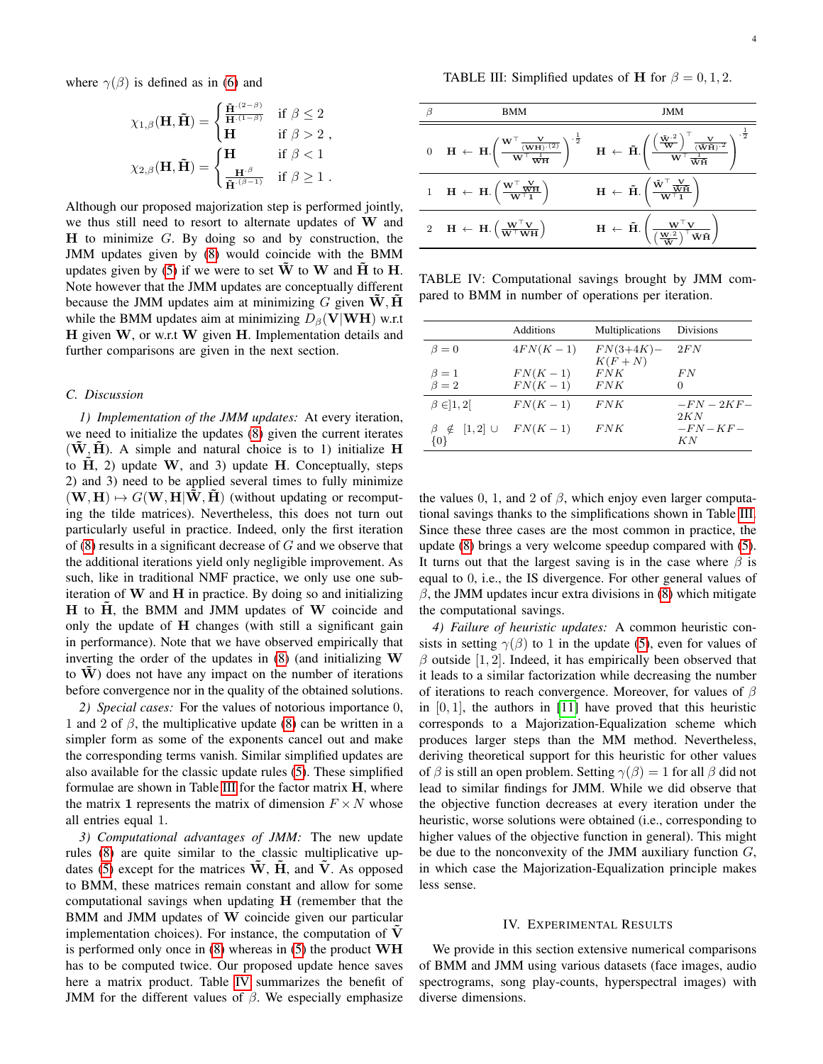where $\gamma(\beta)$ is defined as in (6) and

$$\chi_{1,\beta}(\mathbf{H},\tilde{\mathbf{H}}) = \begin{cases} \frac{\tilde{\mathbf{H}}^{\cdot(2-\beta)}}{\mathbf{H}^{\cdot(1-\beta)}} & \text{if } \beta \leq 2 \\ \mathbf{H} & \text{if } \beta > 2 \end{cases},$$

$$\chi_{2,\beta}(\mathbf{H},\tilde{\mathbf{H}}) = \begin{cases} \mathbf{H} & \text{if } \beta < 1 \\ \frac{\mathbf{H}^{\cdot\beta}}{\tilde{\mathbf{H}}^{\cdot(\beta-1)}} & \text{if } \beta \geq 1 \end{cases}.$$

Although our proposed majorization step is performed jointly, we thus still need to resort to alternate updates of $\mathbf{W}$ and $\mathbf{H}$ to minimize $G$. By doing so and by construction, the JMM updates given by (8) would coincide with the BMM updates given by (5) if we were to set $\tilde{\mathbf{W}}$ to $\mathbf{W}$ and $\tilde{\mathbf{H}}$ to $\mathbf{H}$. Note however that the JMM updates are conceptually different because the JMM updates aim at minimizing $G$ given $\tilde{\mathbf{W}},\tilde{\mathbf{H}}$ while the BMM updates aim at minimizing $D_\beta(\mathbf{V}|\mathbf{WH})$ w.r.t $\mathbf{H}$ given $\mathbf{W}$, or w.r.t $\mathbf{W}$ given $\mathbf{H}$. Implementation details and further comparisons are given in the next section.

### C. Discussion

*1) Implementation of the JMM updates:* At every iteration, we need to initialize the updates (8) given the current iterates $(\tilde{\mathbf{W}},\tilde{\mathbf{H}})$. A simple and natural choice is to 1) initialize $\mathbf{H}$ to $\tilde{\mathbf{H}}$, 2) update $\mathbf{W}$, and 3) update $\mathbf{H}$. Conceptually, steps 2) and 3) need to be applied several times to fully minimize $(\mathbf{W},\mathbf{H}) \mapsto G(\mathbf{W},\mathbf{H}|\tilde{\mathbf{W}},\tilde{\mathbf{H}})$ (without updating or recomputing the tilde matrices). Nevertheless, this does not turn out particularly useful in practice. Indeed, only the first iteration of (8) results in a significant decrease of $G$ and we observe that the additional iterations yield only negligible improvement. As such, like in traditional NMF practice, we only use one subiteration of $\mathbf{W}$ and $\mathbf{H}$ in practice. By doing so and initializing $\mathbf{H}$ to $\tilde{\mathbf{H}}$, the BMM and JMM updates of $\mathbf{W}$ coincide and only the update of $\mathbf{H}$ changes (with still a significant gain in performance). Note that we have observed empirically that inverting the order of the updates in (8) (and initializing $\mathbf{W}$ to $\tilde{\mathbf{W}}$) does not have any impact on the number of iterations before convergence nor in the quality of the obtained solutions.

*2) Special cases:* For the values of notorious importance 0, 1 and 2 of $\beta$, the multiplicative update (8) can be written in a simpler form as some of the exponents cancel out and make the corresponding terms vanish. Similar simplified updates are also available for the classic update rules (5). These simplified formulae are shown in Table III for the factor matrix $\mathbf{H}$, where the matrix $\mathbf{1}$ represents the matrix of dimension $F \times N$ whose all entries equal 1.

*3) Computational advantages of JMM:* The new update rules (8) are quite similar to the classic multiplicative updates (5) except for the matrices $\tilde{\mathbf{W}}$, $\tilde{\mathbf{H}}$, and $\tilde{\mathbf{V}}$. As opposed to BMM, these matrices remain constant and allow for some computational savings when updating $\mathbf{H}$ (remember that the BMM and JMM updates of $\mathbf{W}$ coincide given our particular implementation choices). For instance, the computation of $\tilde{\mathbf{V}}$ is performed only once in (8) whereas in (5) the product $\mathbf{WH}$ has to be computed twice. Our proposed update hence saves here a matrix product. Table IV summarizes the benefit of JMM for the different values of $\beta$. We especially emphasize the values 0, 1, and 2 of $\beta$, which enjoy even larger computational savings thanks to the simplifications shown in Table III. Since these three cases are the most common in practice, the update (8) brings a very welcome speedup compared with (5). It turns out that the largest saving is in the case where $\beta$ is equal to 0, i.e., the IS divergence. For other general values of $\beta$, the JMM updates incur extra divisions in (8) which mitigate the computational savings.

TABLE III: Simplified updates of $\mathbf{H}$ for $\beta = 0, 1, 2$.

| $\beta$ | BMM | JMM |
|---|---|---|
| 0 | $\mathbf{H} \leftarrow \mathbf{H}.\left(\frac{\mathbf{W}^\top \frac{\mathbf{V}}{(\mathbf{WH})^{\cdot(2)}}}{\mathbf{W}^\top \frac{1}{\mathbf{WH}}}\right)^{\cdot\frac{1}{2}}$ | $\mathbf{H} \leftarrow \tilde{\mathbf{H}}.\left(\frac{\left(\frac{\tilde{\mathbf{W}}^{\cdot 2}}{\mathbf{W}}\right)^\top \frac{\mathbf{V}}{(\tilde{\mathbf{W}}\tilde{\mathbf{H}})^{\cdot 2}}}{\mathbf{W}^\top \frac{1}{\tilde{\mathbf{W}}\tilde{\mathbf{H}}}}\right)^{\cdot\frac{1}{2}}$ |
| 1 | $\mathbf{H} \leftarrow \mathbf{H}.\left(\frac{\mathbf{W}^\top \frac{\mathbf{V}}{\mathbf{WH}}}{\mathbf{W}^\top \mathbf{1}}\right)$ | $\mathbf{H} \leftarrow \tilde{\mathbf{H}}.\left(\frac{\tilde{\mathbf{W}}^\top \frac{\mathbf{V}}{\tilde{\mathbf{W}}\tilde{\mathbf{H}}}}{\mathbf{W}^\top \mathbf{1}}\right)$ |
| 2 | $\mathbf{H} \leftarrow \mathbf{H}.\left(\frac{\mathbf{W}^\top \mathbf{V}}{\mathbf{W}^\top \mathbf{WH}}\right)$ | $\mathbf{H} \leftarrow \tilde{\mathbf{H}}.\left(\frac{\mathbf{W}^\top \mathbf{V}}{\left(\frac{\mathbf{W}^{\cdot 2}}{\tilde{\mathbf{W}}}\right)^\top \tilde{\mathbf{W}}\tilde{\mathbf{H}}}\right)$ |

TABLE IV: Computational savings brought by JMM compared to BMM in number of operations per iteration.

| | Additions | Multiplications | Divisions |
|---|---|---|---|
| $\beta = 0$ | $4FN(K-1)$ | $FN(3+4K) - K(F+N)$ | $2FN$ |
| $\beta = 1$ | $FN(K-1)$ | $FNK$ | $FN$ |
| $\beta = 2$ | $FN(K-1)$ | $FNK$ | $0$ |
| $\beta \in ]1,2[$ | $FN(K-1)$ | $FNK$ | $-FN-2KF-2KN$ |
| $\beta \notin [1,2] \cup \{0\}$ | $FN(K-1)$ | $FNK$ | $-FN-KF-KN$ |

*4) Failure of heuristic updates:* A common heuristic consists in setting $\gamma(\beta)$ to 1 in the update (5), even for values of $\beta$ outside $[1, 2]$. Indeed, it has empirically been observed that it leads to a similar factorization while decreasing the number of iterations to reach convergence. Moreover, for values of $\beta$ in $[0, 1]$, the authors in [11] have proved that this heuristic corresponds to a Majorization-Equalization scheme which produces larger steps than the MM method. Nevertheless, deriving theoretical support for this heuristic for other values of $\beta$ is still an open problem. Setting $\gamma(\beta) = 1$ for all $\beta$ did not lead to similar findings for JMM. While we did observe that the objective function decreases at every iteration under the heuristic, worse solutions were obtained (i.e., corresponding to higher values of the objective function in general). This might be due to the nonconvexity of the JMM auxiliary function $G$, in which case the Majorization-Equalization principle makes less sense.

## IV. Experimental Results

We provide in this section extensive numerical comparisons of BMM and JMM using various datasets (face images, audio spectrograms, song play-counts, hyperspectral images) with diverse dimensions.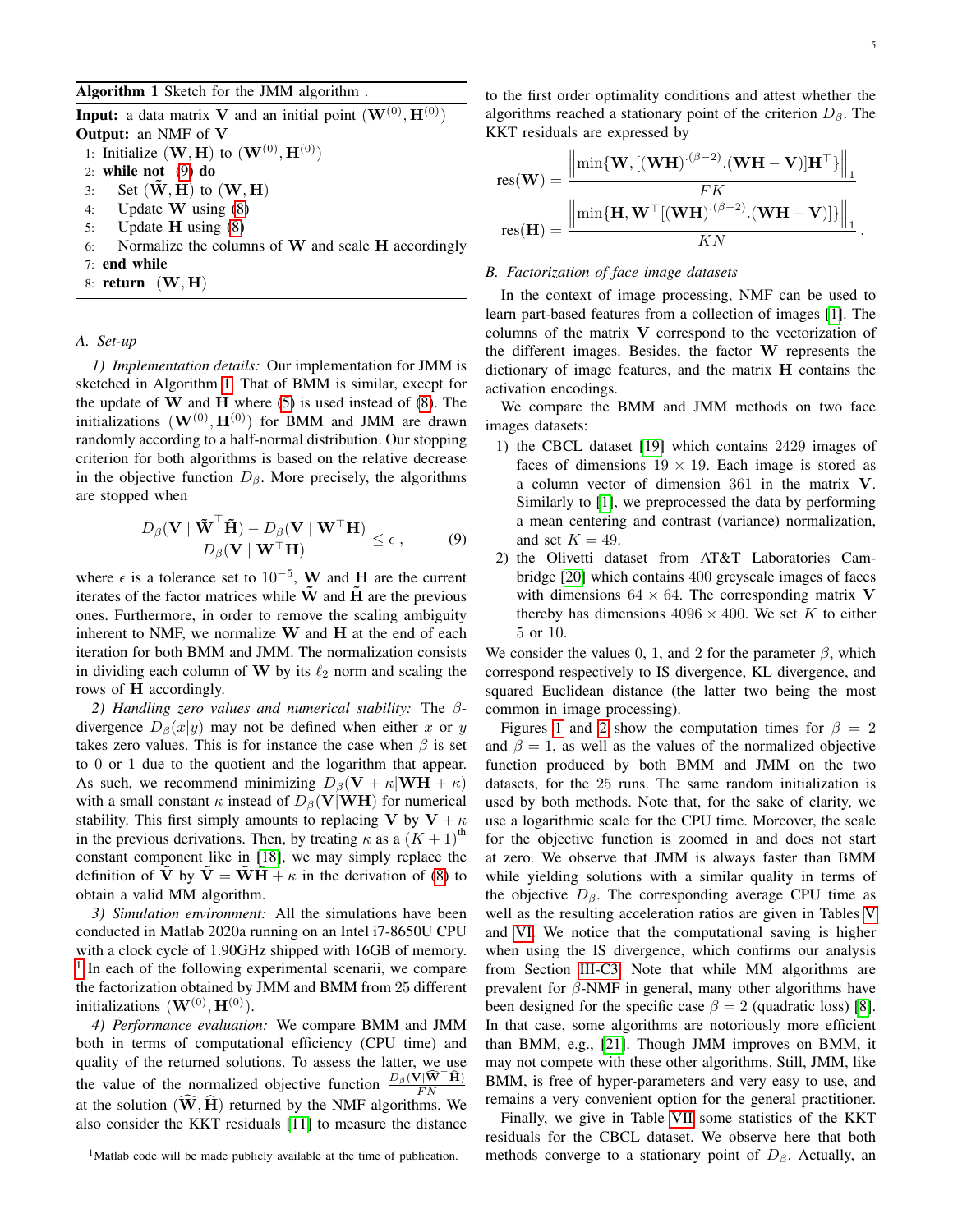**Algorithm 1** Sketch for the JMM algorithm .

**Input:** a data matrix $\mathbf{V}$ and an initial point $(\mathbf{W}^{(0)}, \mathbf{H}^{(0)})$
**Output:** an NMF of $\mathbf{V}$

1: Initialize $(\mathbf{W}, \mathbf{H})$ to $(\mathbf{W}^{(0)}, \mathbf{H}^{(0)})$
2: **while not** (9) **do**
3: Set $(\tilde{\mathbf{W}}, \tilde{\mathbf{H}})$ to $(\mathbf{W}, \mathbf{H})$
4: Update $\mathbf{W}$ using (8)
5: Update $\mathbf{H}$ using (8)
6: Normalize the columns of $\mathbf{W}$ and scale $\mathbf{H}$ accordingly
7: **end while**
8: **return** $(\mathbf{W}, \mathbf{H})$

### A. Set-up

*1) Implementation details:* Our implementation for JMM is sketched in Algorithm 1. That of BMM is similar, except for the update of $\mathbf{W}$ and $\mathbf{H}$ where (5) is used instead of (8). The initializations $(\mathbf{W}^{(0)}, \mathbf{H}^{(0)})$ for BMM and JMM are drawn randomly according to a half-normal distribution. Our stopping criterion for both algorithms is based on the relative decrease in the objective function $D_\beta$. More precisely, the algorithms are stopped when

$$\frac{D_\beta(\mathbf{V} \mid \tilde{\mathbf{W}}^\top \tilde{\mathbf{H}}) - D_\beta(\mathbf{V} \mid \mathbf{W}^\top \mathbf{H})}{D_\beta(\mathbf{V} \mid \mathbf{W}^\top \mathbf{H})} \leq \epsilon \,, \tag{9}$$

where $\epsilon$ is a tolerance set to $10^{-5}$, $\mathbf{W}$ and $\mathbf{H}$ are the current iterates of the factor matrices while $\tilde{\mathbf{W}}$ and $\tilde{\mathbf{H}}$ are the previous ones. Furthermore, in order to remove the scaling ambiguity inherent to NMF, we normalize $\mathbf{W}$ and $\mathbf{H}$ at the end of each iteration for both BMM and JMM. The normalization consists in dividing each column of $\mathbf{W}$ by its $\ell_2$ norm and scaling the rows of $\mathbf{H}$ accordingly.

*2) Handling zero values and numerical stability:* The $\beta$-divergence $D_\beta(x|y)$ may not be defined when either $x$ or $y$ takes zero values. This is for instance the case when $\beta$ is set to 0 or 1 due to the quotient and the logarithm that appear. As such, we recommend minimizing $D_\beta(\mathbf{V} + \kappa | \mathbf{WH} + \kappa)$ with a small constant $\kappa$ instead of $D_\beta(\mathbf{V}|\mathbf{WH})$ for numerical stability. This first simply amounts to replacing $\mathbf{V}$ by $\mathbf{V} + \kappa$ in the previous derivations. Then, by treating $\kappa$ as a $(K+1)^{\text{th}}$ constant component like in [18], we may simply replace the definition of $\tilde{\mathbf{V}}$ by $\tilde{\mathbf{V}} = \tilde{\mathbf{W}}\mathbf{H} + \kappa$ in the derivation of (8) to obtain a valid MM algorithm.

*3) Simulation environment:* All the simulations have been conducted in Matlab 2020a running on an Intel i7-8650U CPU with a clock cycle of 1.90GHz shipped with 16GB of memory. [1] In each of the following experimental scenarii, we compare the factorization obtained by JMM and BMM from 25 different initializations $(\mathbf{W}^{(0)}, \mathbf{H}^{(0)})$.

*4) Performance evaluation:* We compare BMM and JMM both in terms of computational efficiency (CPU time) and quality of the returned solutions. To assess the latter, we use the value of the normalized objective function $\frac{D_\beta(\mathbf{V}|\widehat{\mathbf{W}}^\top \widehat{\mathbf{H}})}{FN}$ at the solution $(\widehat{\mathbf{W}}, \widehat{\mathbf{H}})$ returned by the NMF algorithms. We also consider the KKT residuals [11] to measure the distance to the first order optimality conditions and attest whether the algorithms reached a stationary point of the criterion $D_\beta$. The KKT residuals are expressed by

$$\text{res}(\mathbf{W}) = \frac{\left\| \min\{\mathbf{W}, [(\mathbf{WH})^{.(\beta-2)}.(\mathbf{WH} - \mathbf{V})]\mathbf{H}^\top\} \right\|_1}{FK}$$

$$\text{res}(\mathbf{H}) = \frac{\left\| \min\{\mathbf{H}, \mathbf{W}^\top[(\mathbf{WH})^{.(\beta-2)}.(\mathbf{WH} - \mathbf{V})]\} \right\|_1}{KN} \,.$$

[1] Matlab code will be made publicly available at the time of publication.

### B. Factorization of face image datasets

In the context of image processing, NMF can be used to learn part-based features from a collection of images [1]. The columns of the matrix $\mathbf{V}$ correspond to the vectorization of the different images. Besides, the factor $\mathbf{W}$ represents the dictionary of image features, and the matrix $\mathbf{H}$ contains the activation encodings.

We compare the BMM and JMM methods on two face images datasets:

1) the CBCL dataset [19] which contains 2429 images of faces of dimensions $19 \times 19$. Each image is stored as a column vector of dimension 361 in the matrix $\mathbf{V}$. Similarly to [1], we preprocessed the data by performing a mean centering and contrast (variance) normalization, and set $K = 49$.
2) the Olivetti dataset from AT&T Laboratories Cambridge [20] which contains 400 greyscale images of faces with dimensions $64 \times 64$. The corresponding matrix $\mathbf{V}$ thereby has dimensions $4096 \times 400$. We set $K$ to either 5 or 10.

We consider the values 0, 1, and 2 for the parameter $\beta$, which correspond respectively to IS divergence, KL divergence, and squared Euclidean distance (the latter two being the most common in image processing).

Figures 1 and 2 show the computation times for $\beta = 2$ and $\beta = 1$, as well as the values of the normalized objective function produced by both BMM and JMM on the two datasets, for the 25 runs. The same random initialization is used by both methods. Note that, for the sake of clarity, we use a logarithmic scale for the CPU time. Moreover, the scale for the objective function is zoomed in and does not start at zero. We observe that JMM is always faster than BMM while yielding solutions with a similar quality in terms of the objective $D_\beta$. The corresponding average CPU time as well as the resulting acceleration ratios are given in Tables V and VI. We notice that the computational saving is higher when using the IS divergence, which confirms our analysis from Section III-C3. Note that while MM algorithms are prevalent for $\beta$-NMF in general, many other algorithms have been designed for the specific case $\beta = 2$ (quadratic loss) [8]. In that case, some algorithms are notoriously more efficient than BMM, e.g., [21]. Though JMM improves on BMM, it may not compete with these other algorithms. Still, JMM, like BMM, is free of hyper-parameters and very easy to use, and remains a very convenient option for the general practitioner.

Finally, we give in Table VII some statistics of the KKT residuals for the CBCL dataset. We observe here that both methods converge to a stationary point of $D_\beta$. Actually, an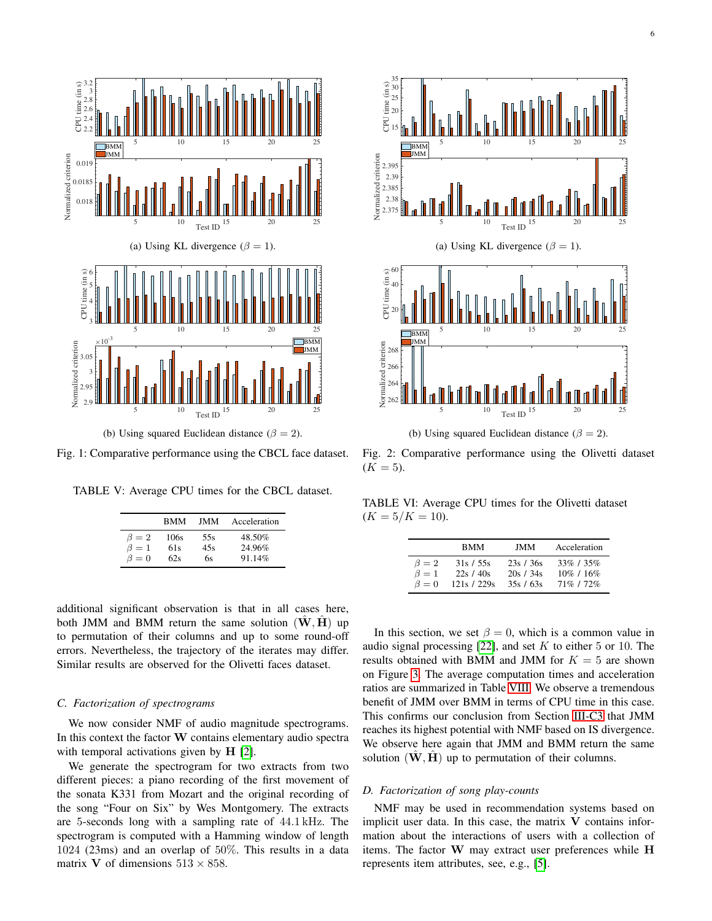(a) Using KL divergence ($\beta = 1$).

(b) Using squared Euclidean distance ($\beta = 2$).

Fig. 1: Comparative performance using the CBCL face dataset.

TABLE V: Average CPU times for the CBCL dataset.

| | BMM | JMM | Acceleration |
|---|---|---|---|
| $\beta = 2$ | 106s | 55s | 48.50% |
| $\beta = 1$ | 61s | 45s | 24.96% |
| $\beta = 0$ | 62s | 6s | 91.14% |

additional significant observation is that in all cases here, both JMM and BMM return the same solution $(\hat{\mathbf{W}}, \hat{\mathbf{H}})$ up to permutation of their columns and up to some round-off errors. Nevertheless, the trajectory of the iterates may differ. Similar results are observed for the Olivetti faces dataset.

### C. Factorization of spectrograms

We now consider NMF of audio magnitude spectrograms. In this context the factor $\mathbf{W}$ contains elementary audio spectra with temporal activations given by $\mathbf{H}$ [2].

We generate the spectrogram for two extracts from two different pieces: a piano recording of the first movement of the sonata K331 from Mozart and the original recording of the song "Four on Six" by Wes Montgomery. The extracts are 5-seconds long with a sampling rate of $44.1\,\text{kHz}$. The spectrogram is computed with a Hamming window of length 1024 (23ms) and an overlap of 50%. This results in a data matrix $\mathbf{V}$ of dimensions $513 \times 858$.

(a) Using KL divergence ($\beta = 1$).

(b) Using squared Euclidean distance ($\beta = 2$).

Fig. 2: Comparative performance using the Olivetti dataset ($K = 5$).

TABLE VI: Average CPU times for the Olivetti dataset ($K = 5/K = 10$).

| | BMM | JMM | Acceleration |
|---|---|---|---|
| $\beta = 2$ | 31s / 55s | 23s / 36s | 33% / 35% |
| $\beta = 1$ | 22s / 40s | 20s / 34s | 10% / 16% |
| $\beta = 0$ | 121s / 229s | 35s / 63s | 71% / 72% |

In this section, we set $\beta = 0$, which is a common value in audio signal processing [22], and set $K$ to either 5 or 10. The results obtained with BMM and JMM for $K = 5$ are shown on Figure 3. The average computation times and acceleration ratios are summarized in Table VIII. We observe a tremendous benefit of JMM over BMM in terms of CPU time in this case. This confirms our conclusion from Section III-C3 that JMM reaches its highest potential with NMF based on IS divergence. We observe here again that JMM and BMM return the same solution $(\hat{\mathbf{W}}, \hat{\mathbf{H}})$ up to permutation of their columns.

### D. Factorization of song play-counts

NMF may be used in recommendation systems based on implicit user data. In this case, the matrix $\mathbf{V}$ contains information about the interactions of users with a collection of items. The factor $\mathbf{W}$ may extract user preferences while $\mathbf{H}$ represents item attributes, see, e.g., [5].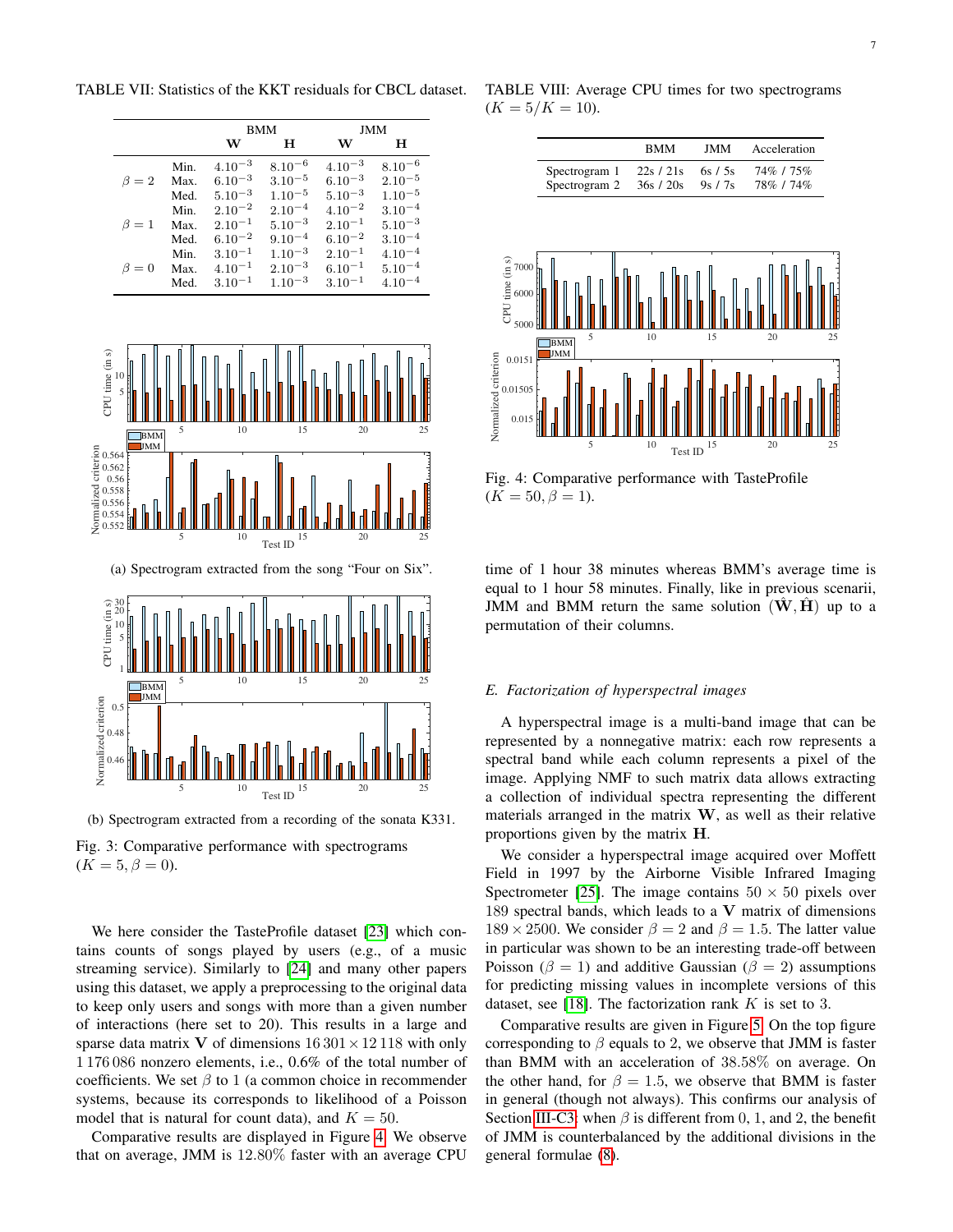TABLE VII: Statistics of the KKT residuals for CBCL dataset.

| | | BMM | | JMM | |
|---|---|---|---|---|---|
| | | **W** | **H** | **W** | **H** |
| $\beta = 2$ | Min. | $4.10^{-3}$ | $8.10^{-6}$ | $4.10^{-3}$ | $8.10^{-6}$ |
| | Max. | $6.10^{-3}$ | $3.10^{-5}$ | $6.10^{-3}$ | $2.10^{-5}$ |
| | Med. | $5.10^{-3}$ | $1.10^{-5}$ | $5.10^{-3}$ | $1.10^{-5}$ |
| $\beta = 1$ | Min. | $2.10^{-2}$ | $2.10^{-4}$ | $4.10^{-2}$ | $3.10^{-4}$ |
| | Max. | $2.10^{-1}$ | $5.10^{-3}$ | $2.10^{-1}$ | $5.10^{-3}$ |
| | Med. | $6.10^{-2}$ | $9.10^{-4}$ | $6.10^{-2}$ | $3.10^{-4}$ |
| $\beta = 0$ | Min. | $3.10^{-1}$ | $1.10^{-3}$ | $2.10^{-1}$ | $4.10^{-4}$ |
| | Max. | $4.10^{-1}$ | $2.10^{-3}$ | $6.10^{-1}$ | $5.10^{-4}$ |
| | Med. | $3.10^{-1}$ | $1.10^{-3}$ | $3.10^{-1}$ | $4.10^{-4}$ |

(a) Spectrogram extracted from the song "Four on Six".

(b) Spectrogram extracted from a recording of the sonata K331.

Fig. 3: Comparative performance with spectrograms ($K = 5, \beta = 0$).

We here consider the TasteProfile dataset [23] which contains counts of songs played by users (e.g., of a music streaming service). Similarly to [24] and many other papers using this dataset, we apply a preprocessing to the original data to keep only users and songs with more than a given number of interactions (here set to 20). This results in a large and sparse data matrix $\mathbf{V}$ of dimensions $16\,301 \times 12\,118$ with only $1\,176\,086$ nonzero elements, i.e., 0.6% of the total number of coefficients. We set $\beta$ to 1 (a common choice in recommender systems, because its corresponds to likelihood of a Poisson model that is natural for count data), and $K = 50$.

Comparative results are displayed in Figure 4. We observe that on average, JMM is 12.80% faster with an average CPU time of 1 hour 38 minutes whereas BMM's average time is equal to 1 hour 58 minutes. Finally, like in previous scenarii, JMM and BMM return the same solution $(\hat{\mathbf{W}}, \hat{\mathbf{H}})$ up to a permutation of their columns.

TABLE VIII: Average CPU times for two spectrograms ($K = 5/K = 10$).

| | BMM | JMM | Acceleration |
|---|---|---|---|
| Spectrogram 1 | 22s / 21s | 6s / 5s | 74% / 75% |
| Spectrogram 2 | 36s / 20s | 9s / 7s | 78% / 74% |

Fig. 4: Comparative performance with TasteProfile ($K = 50, \beta = 1$).

### *E. Factorization of hyperspectral images*

A hyperspectral image is a multi-band image that can be represented by a nonnegative matrix: each row represents a spectral band while each column represents a pixel of the image. Applying NMF to such matrix data allows extracting a collection of individual spectra representing the different materials arranged in the matrix $\mathbf{W}$, as well as their relative proportions given by the matrix $\mathbf{H}$.

We consider a hyperspectral image acquired over Moffett Field in 1997 by the Airborne Visible Infrared Imaging Spectrometer [25]. The image contains $50 \times 50$ pixels over 189 spectral bands, which leads to a $\mathbf{V}$ matrix of dimensions $189 \times 2500$. We consider $\beta = 2$ and $\beta = 1.5$. The latter value in particular was shown to be an interesting trade-off between Poisson ($\beta = 1$) and additive Gaussian ($\beta = 2$) assumptions for predicting missing values in incomplete versions of this dataset, see [18]. The factorization rank $K$ is set to 3.

Comparative results are given in Figure 5. On the top figure corresponding to $\beta$ equals to 2, we observe that JMM is faster than BMM with an acceleration of 38.58% on average. On the other hand, for $\beta = 1.5$, we observe that BMM is faster in general (though not always). This confirms our analysis of Section III-C3: when $\beta$ is different from 0, 1, and 2, the benefit of JMM is counterbalanced by the additional divisions in the general formulae (8).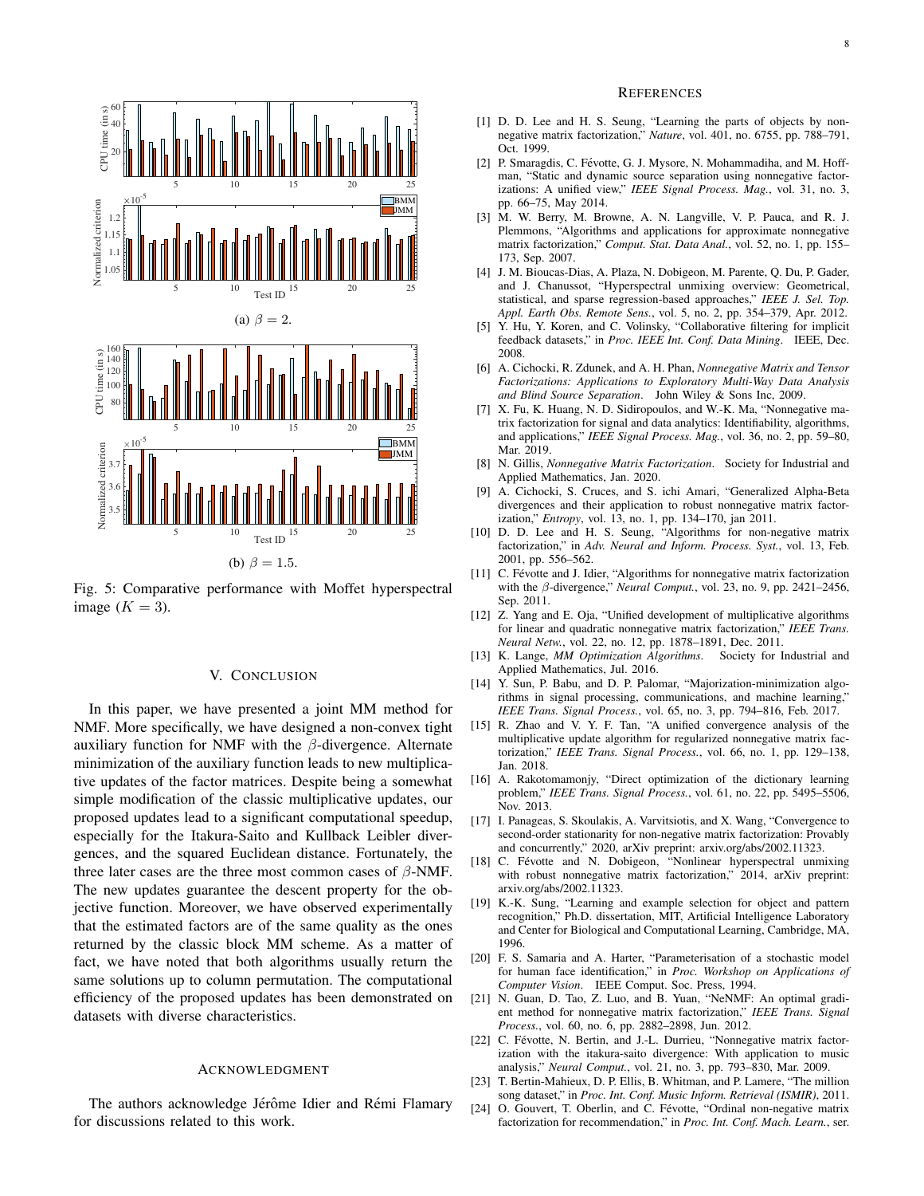(a) $\beta = 2$.

(b) $\beta = 1.5$.

Fig. 5: Comparative performance with Moffet hyperspectral image ($K = 3$).

## V. Conclusion

In this paper, we have presented a joint MM method for NMF. More specifically, we have designed a non-convex tight auxiliary function for NMF with the $\beta$-divergence. Alternate minimization of the auxiliary function leads to new multiplicative updates of the factor matrices. Despite being a somewhat simple modification of the classic multiplicative updates, our proposed updates lead to a significant computational speedup, especially for the Itakura-Saito and Kullback Leibler divergences, and the squared Euclidean distance. Fortunately, the three later cases are the three most common cases of $\beta$-NMF. The new updates guarantee the descent property for the objective function. Moreover, we have observed experimentally that the estimated factors are of the same quality as the ones returned by the classic block MM scheme. As a matter of fact, we have noted that both algorithms usually return the same solutions up to column permutation. The computational efficiency of the proposed updates has been demonstrated on datasets with diverse characteristics.

## Acknowledgment

The authors acknowledge Jérôme Idier and Rémi Flamary for discussions related to this work.

## References

[1] D. D. Lee and H. S. Seung, "Learning the parts of objects by nonnegative matrix factorization," *Nature*, vol. 401, no. 6755, pp. 788–791, Oct. 1999.

[2] P. Smaragdis, C. Févotte, G. J. Mysore, N. Mohammadiha, and M. Hoffman, "Static and dynamic source separation using nonnegative factorizations: A unified view," *IEEE Signal Process. Mag.*, vol. 31, no. 3, pp. 66–75, May 2014.

[3] M. W. Berry, M. Browne, A. N. Langville, V. P. Pauca, and R. J. Plemmons, "Algorithms and applications for approximate nonnegative matrix factorization," *Comput. Stat. Data Anal.*, vol. 52, no. 1, pp. 155–173, Sep. 2007.

[4] J. M. Bioucas-Dias, A. Plaza, N. Dobigeon, M. Parente, Q. Du, P. Gader, and J. Chanussot, "Hyperspectral unmixing overview: Geometrical, statistical, and sparse regression-based approaches," *IEEE J. Sel. Top. Appl. Earth Obs. Remote Sens.*, vol. 5, no. 2, pp. 354–379, Apr. 2012.

[5] Y. Hu, Y. Koren, and C. Volinsky, "Collaborative filtering for implicit feedback datasets," in *Proc. IEEE Int. Conf. Data Mining*. IEEE, Dec. 2008.

[6] A. Cichocki, R. Zdunek, and A. H. Phan, *Nonnegative Matrix and Tensor Factorizations: Applications to Exploratory Multi-Way Data Analysis and Blind Source Separation*. John Wiley & Sons Inc, 2009.

[7] X. Fu, K. Huang, N. D. Sidiropoulos, and W.-K. Ma, "Nonnegative matrix factorization for signal and data analytics: Identifiability, algorithms, and applications," *IEEE Signal Process. Mag.*, vol. 36, no. 2, pp. 59–80, Mar. 2019.

[8] N. Gillis, *Nonnegative Matrix Factorization*. Society for Industrial and Applied Mathematics, Jan. 2020.

[9] A. Cichocki, S. Cruces, and S. ichi Amari, "Generalized Alpha-Beta divergences and their application to robust nonnegative matrix factorization," *Entropy*, vol. 13, no. 1, pp. 134–170, jan 2011.

[10] D. D. Lee and H. S. Seung, "Algorithms for non-negative matrix factorization," in *Adv. Neural and Inform. Process. Syst.*, vol. 13, Feb. 2001, pp. 556–562.

[11] C. Févotte and J. Idier, "Algorithms for nonnegative matrix factorization with the $\beta$-divergence," *Neural Comput.*, vol. 23, no. 9, pp. 2421–2456, Sep. 2011.

[12] Z. Yang and E. Oja, "Unified development of multiplicative algorithms for linear and quadratic nonnegative matrix factorization," *IEEE Trans. Neural Netw.*, vol. 22, no. 12, pp. 1878–1891, Dec. 2011.

[13] K. Lange, *MM Optimization Algorithms*. Society for Industrial and Applied Mathematics, Jul. 2016.

[14] Y. Sun, P. Babu, and D. P. Palomar, "Majorization-minimization algorithms in signal processing, communications, and machine learning," *IEEE Trans. Signal Process.*, vol. 65, no. 3, pp. 794–816, Feb. 2017.

[15] R. Zhao and V. Y. F. Tan, "A unified convergence analysis of the multiplicative update algorithm for regularized nonnegative matrix factorization," *IEEE Trans. Signal Process.*, vol. 66, no. 1, pp. 129–138, Jan. 2018.

[16] A. Rakotomamonjy, "Direct optimization of the dictionary learning problem," *IEEE Trans. Signal Process.*, vol. 61, no. 22, pp. 5495–5506, Nov. 2013.

[17] I. Panageas, S. Skoulakis, A. Varvitsiotis, and X. Wang, "Convergence to second-order stationarity for non-negative matrix factorization: Provably and concurrently," 2020, arXiv preprint: arxiv.org/abs/2002.11323.

[18] C. Févotte and N. Dobigeon, "Nonlinear hyperspectral unmixing with robust nonnegative matrix factorization," 2014, arXiv preprint: arxiv.org/abs/2002.11323.

[19] K.-K. Sung, "Learning and example selection for object and pattern recognition," Ph.D. dissertation, MIT, Artificial Intelligence Laboratory and Center for Biological and Computational Learning, Cambridge, MA, 1996.

[20] F. S. Samaria and A. Harter, "Parameterisation of a stochastic model for human face identification," in *Proc. Workshop on Applications of Computer Vision*. IEEE Comput. Soc. Press, 1994.

[21] N. Guan, D. Tao, Z. Luo, and B. Yuan, "NeNMF: An optimal gradient method for nonnegative matrix factorization," *IEEE Trans. Signal Process.*, vol. 60, no. 6, pp. 2882–2898, Jun. 2012.

[22] C. Févotte, N. Bertin, and J.-L. Durrieu, "Nonnegative matrix factorization with the itakura-saito divergence: With application to music analysis," *Neural Comput.*, vol. 21, no. 3, pp. 793–830, Mar. 2009.

[23] T. Bertin-Mahieux, D. P. Ellis, B. Whitman, and P. Lamere, "The million song dataset," in *Proc. Int. Conf. Music Inform. Retrieval (ISMIR)*, 2011.

[24] O. Gouvert, T. Oberlin, and C. Févotte, "Ordinal non-negative matrix factorization for recommendation," in *Proc. Int. Conf. Mach. Learn.*, ser.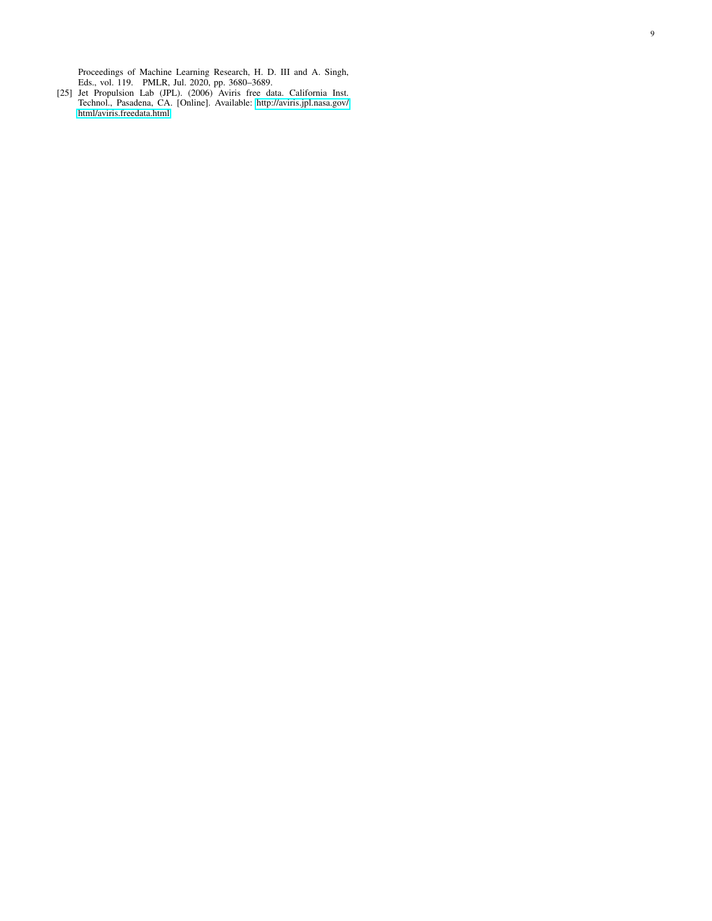Proceedings of Machine Learning Research, H. D. III and A. Singh, Eds., vol. 119. PMLR, Jul. 2020, pp. 3680–3689.

[25] Jet Propulsion Lab (JPL). (2006) Aviris free data. California Inst. Technol., Pasadena, CA. [Online]. Available: http://aviris.jpl.nasa.gov/html/aviris.freedata.html